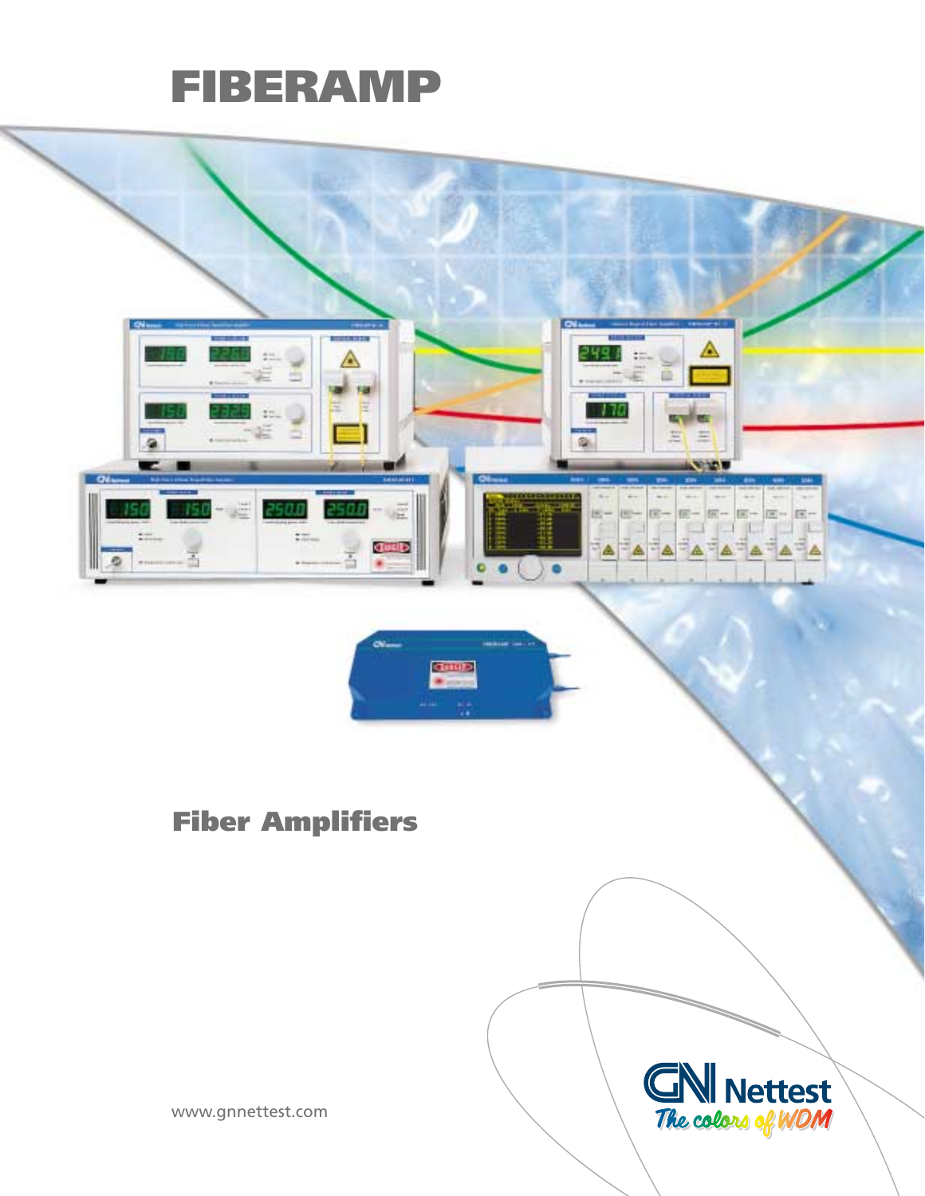# FIBERAMP

## Fiber Amplifiers

www.gnnettest.com

GN Nettest
*The colors of WDM*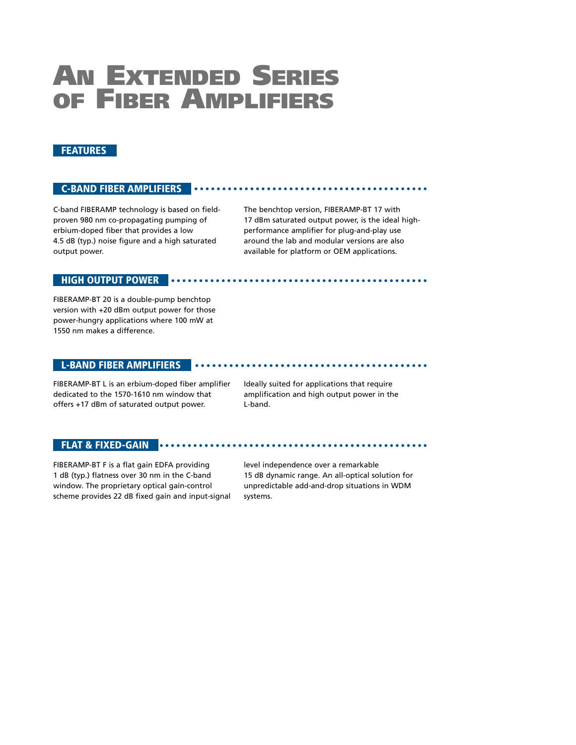# An Extended Series of Fiber Amplifiers

## FEATURES

### C-BAND FIBER AMPLIFIERS

C-band FIBERAMP technology is based on field-proven 980 nm co-propagating pumping of erbium-doped fiber that provides a low 4.5 dB (typ.) noise figure and a high saturated output power.

The benchtop version, FIBERAMP-BT 17 with 17 dBm saturated output power, is the ideal high-performance amplifier for plug-and-play use around the lab and modular versions are also available for platform or OEM applications.

### HIGH OUTPUT POWER

FIBERAMP-BT 20 is a double-pump benchtop version with +20 dBm output power for those power-hungry applications where 100 mW at 1550 nm makes a difference.

### L-BAND FIBER AMPLIFIERS

FIBERAMP-BT L is an erbium-doped fiber amplifier dedicated to the 1570-1610 nm window that offers +17 dBm of saturated output power.

Ideally suited for applications that require amplification and high output power in the L-band.

### FLAT & FIXED-GAIN

FIBERAMP-BT F is a flat gain EDFA providing 1 dB (typ.) flatness over 30 nm in the C-band window. The proprietary optical gain-control scheme provides 22 dB fixed gain and input-signal level independence over a remarkable 15 dB dynamic range. An all-optical solution for unpredictable add-and-drop situations in WDM systems.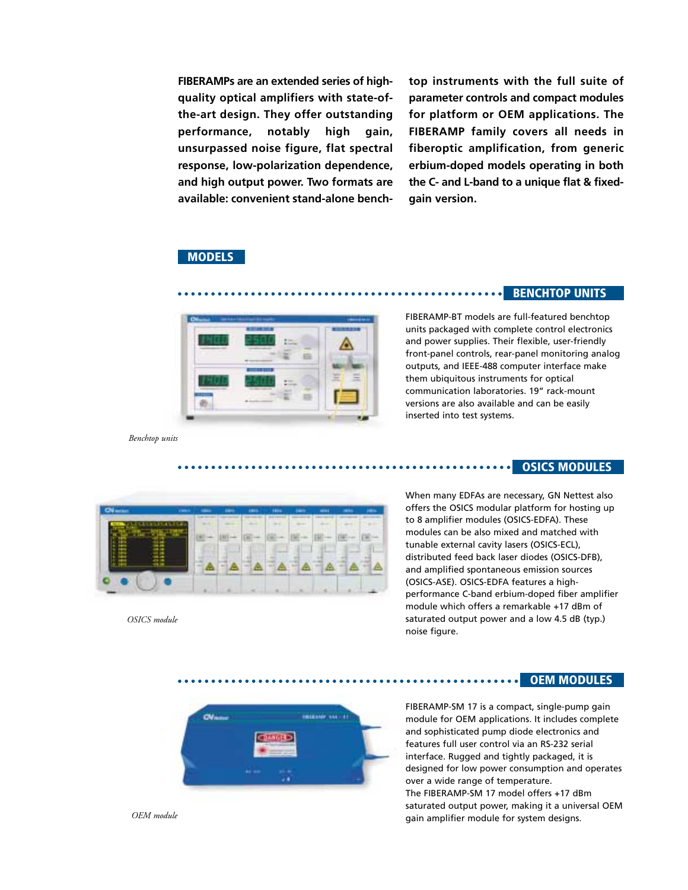**FIBERAMPs are an extended series of high-quality optical amplifiers with state-of-the-art design. They offer outstanding performance, notably high gain, unsurpassed noise figure, flat spectral response, low-polarization dependence, and high output power. Two formats are available: convenient stand-alone benchtop instruments with the full suite of parameter controls and compact modules for platform or OEM applications. The FIBERAMP family covers all needs in fiberoptic amplification, from generic erbium-doped models operating in both the C- and L-band to a unique flat & fixed-gain version.**

## MODELS

### BENCHTOP UNITS

FIBERAMP-BT models are full-featured benchtop units packaged with complete control electronics and power supplies. Their flexible, user-friendly front-panel controls, rear-panel monitoring analog outputs, and IEEE-488 computer interface make them ubiquitous instruments for optical communication laboratories. 19" rack-mount versions are also available and can be easily inserted into test systems.

*Benchtop units*

### OSICS MODULES

When many EDFAs are necessary, GN Nettest also offers the OSICS modular platform for hosting up to 8 amplifier modules (OSICS-EDFA). These modules can be also mixed and matched with tunable external cavity lasers (OSICS-ECL), distributed feed back laser diodes (OSICS-DFB), and amplified spontaneous emission sources (OSICS-ASE). OSICS-EDFA features a high-performance C-band erbium-doped fiber amplifier module which offers a remarkable +17 dBm of saturated output power and a low 4.5 dB (typ.) noise figure.

*OSICS module*

### OEM MODULES

FIBERAMP-SM 17 is a compact, single-pump gain module for OEM applications. It includes complete and sophisticated pump diode electronics and features full user control via an RS-232 serial interface. Rugged and tightly packaged, it is designed for low power consumption and operates over a wide range of temperature.
The FIBERAMP-SM 17 model offers +17 dBm saturated output power, making it a universal OEM gain amplifier module for system designs.

*OEM module*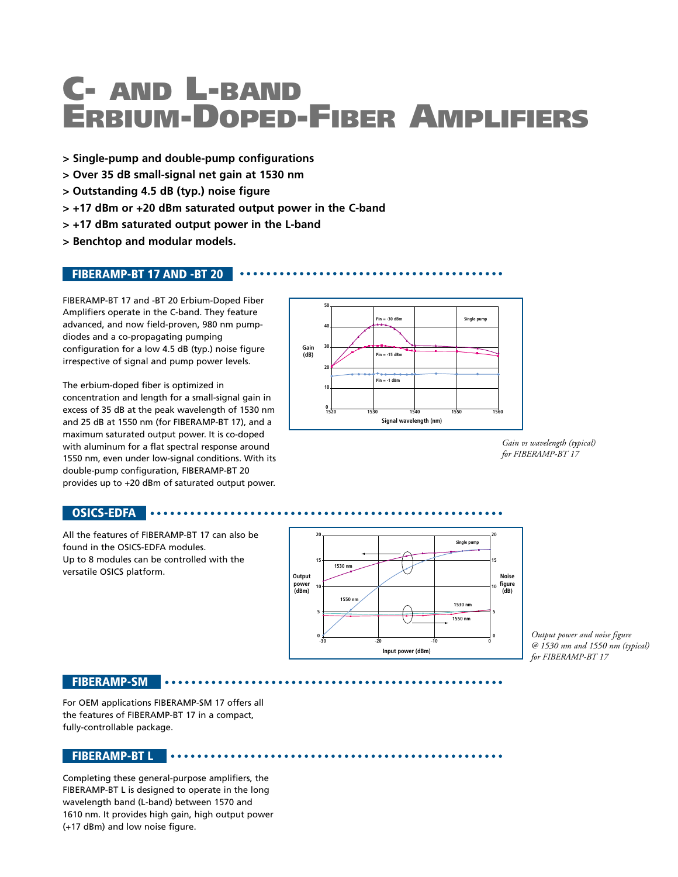# C- AND L-BAND ERBIUM-DOPED-FIBER AMPLIFIERS

- > Single-pump and double-pump configurations
- > Over 35 dB small-signal net gain at 1530 nm
- > Outstanding 4.5 dB (typ.) noise figure
- > +17 dBm or +20 dBm saturated output power in the C-band
- > +17 dBm saturated output power in the L-band
- > Benchtop and modular models.

## FIBERAMP-BT 17 AND -BT 20

FIBERAMP-BT 17 and -BT 20 Erbium-Doped Fiber Amplifiers operate in the C-band. They feature advanced, and now field-proven, 980 nm pump-diodes and a co-propagating pumping configuration for a low 4.5 dB (typ.) noise figure irrespective of signal and pump power levels.

The erbium-doped fiber is optimized in concentration and length for a small-signal gain in excess of 35 dB at the peak wavelength of 1530 nm and 25 dB at 1550 nm (for FIBERAMP-BT 17), and a maximum saturated output power. It is co-doped with aluminum for a flat spectral response around 1550 nm, even under low-signal conditions. With its double-pump configuration, FIBERAMP-BT 20 provides up to +20 dBm of saturated output power.

*Gain vs wavelength (typical) for FIBERAMP-BT 17*

## OSICS-EDFA

All the features of FIBERAMP-BT 17 can also be found in the OSICS-EDFA modules.
Up to 8 modules can be controlled with the versatile OSICS platform.

*Output power and noise figure @ 1530 nm and 1550 nm (typical) for FIBERAMP-BT 17*

## FIBERAMP-SM

For OEM applications FIBERAMP-SM 17 offers all the features of FIBERAMP-BT 17 in a compact, fully-controllable package.

## FIBERAMP-BT L

Completing these general-purpose amplifiers, the FIBERAMP-BT L is designed to operate in the long wavelength band (L-band) between 1570 and 1610 nm. It provides high gain, high output power (+17 dBm) and low noise figure.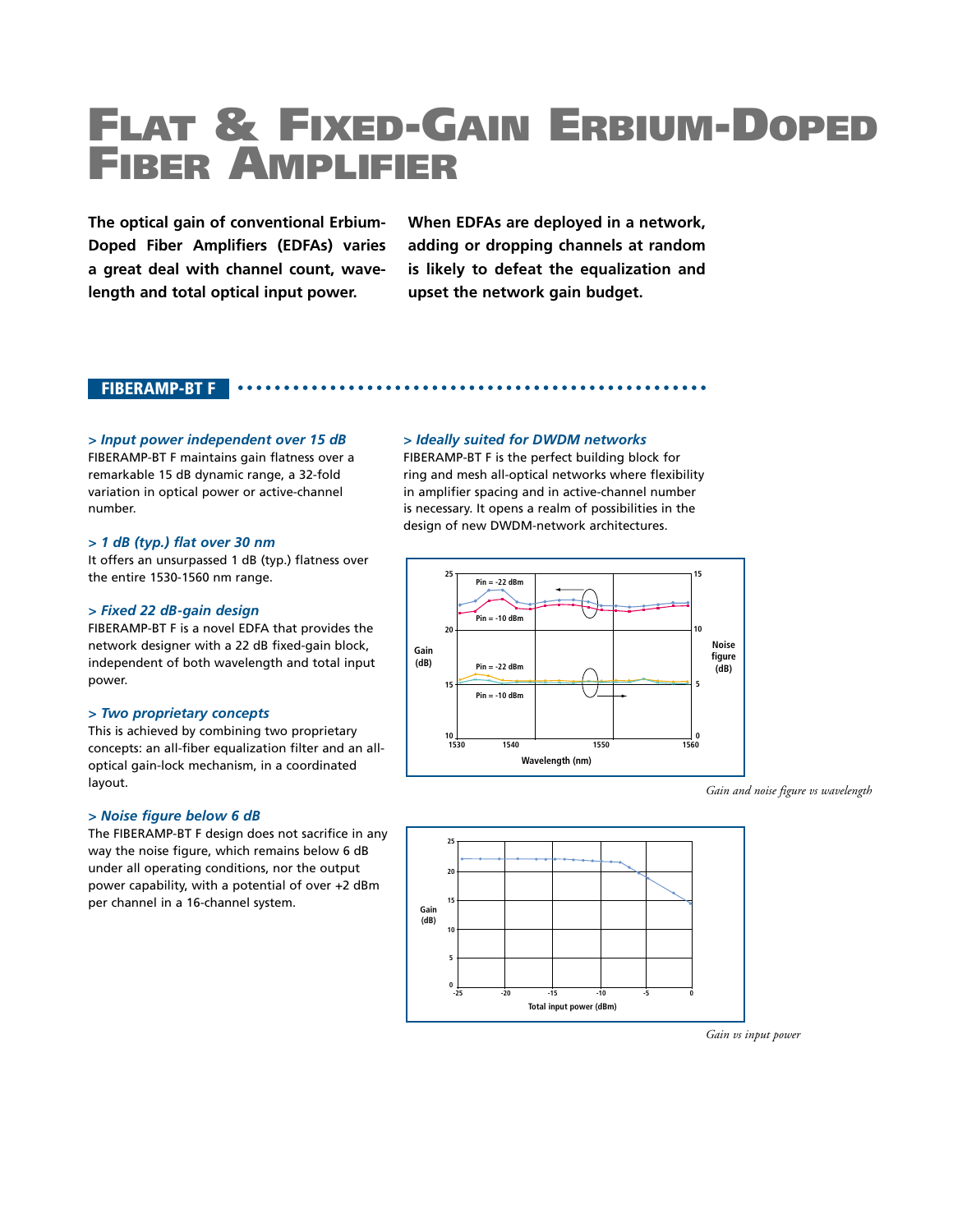# Flat & Fixed-Gain Erbium-Doped Fiber Amplifier

**The optical gain of conventional Erbium-Doped Fiber Amplifiers (EDFAs) varies a great deal with channel count, wavelength and total optical input power.**

**When EDFAs are deployed in a network, adding or dropping channels at random is likely to defeat the equalization and upset the network gain budget.**

## FIBERAMP-BT F

### *> Input power independent over 15 dB*

FIBERAMP-BT F maintains gain flatness over a remarkable 15 dB dynamic range, a 32-fold variation in optical power or active-channel number.

### *> 1 dB (typ.) flat over 30 nm*

It offers an unsurpassed 1 dB (typ.) flatness over the entire 1530-1560 nm range.

### *> Fixed 22 dB-gain design*

FIBERAMP-BT F is a novel EDFA that provides the network designer with a 22 dB fixed-gain block, independent of both wavelength and total input power.

### *> Two proprietary concepts*

This is achieved by combining two proprietary concepts: an all-fiber equalization filter and an all-optical gain-lock mechanism, in a coordinated layout.

### *> Noise figure below 6 dB*

The FIBERAMP-BT F design does not sacrifice in any way the noise figure, which remains below 6 dB under all operating conditions, nor the output power capability, with a potential of over +2 dBm per channel in a 16-channel system.

### *> Ideally suited for DWDM networks*

FIBERAMP-BT F is the perfect building block for ring and mesh all-optical networks where flexibility in amplifier spacing and in active-channel number is necessary. It opens a realm of possibilities in the design of new DWDM-network architectures.

*Gain and noise figure vs wavelength*

*Gain vs input power*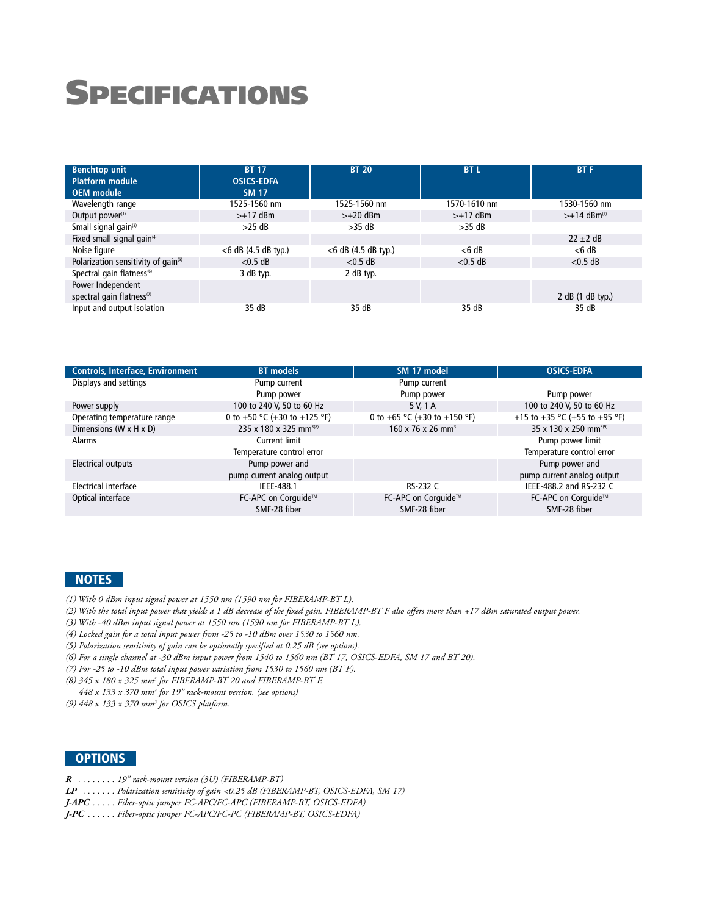# SPECIFICATIONS

| Benchtop unit<br>Platform module<br>OEM module | BT 17<br>OSICS-EDFA<br>SM 17 | BT 20 | BT L | BT F |
|---|---|---|---|---|
| Wavelength range | 1525-1560 nm | 1525-1560 nm | 1570-1610 nm | 1530-1560 nm |
| Output power[(1)] | >+17 dBm | >+20 dBm | >+17 dBm | >+14 dBm[(2)] |
| Small signal gain[(3)] | >25 dB | >35 dB | >35 dB | |
| Fixed small signal gain[(4)] | | | | 22 ±2 dB |
| Noise figure | <6 dB (4.5 dB typ.) | <6 dB (4.5 dB typ.) | <6 dB | <6 dB |
| Polarization sensitivity of gain[(5)] | <0.5 dB | <0.5 dB | <0.5 dB | <0.5 dB |
| Spectral gain flatness[(6)] | 3 dB typ. | 2 dB typ. | | |
| Power Independent spectral gain flatness[(7)] | | | | 2 dB (1 dB typ.) |
| Input and output isolation | 35 dB | 35 dB | 35 dB | 35 dB |

| Controls, Interface, Environment | BT models | SM 17 model | OSICS-EDFA |
|---|---|---|---|
| Displays and settings | Pump current<br>Pump power | Pump current<br>Pump power | Pump power |
| Power supply | 100 to 240 V, 50 to 60 Hz | 5 V, 1 A | 100 to 240 V, 50 to 60 Hz |
| Operating temperature range | 0 to +50 °C (+30 to +125 °F) | 0 to +65 °C (+30 to +150 °F) | +15 to +35 °C (+55 to +95 °F) |
| Dimensions (W x H x D) | 235 x 180 x 325 mm³[(8)] | 160 x 76 x 26 mm³ | 35 x 130 x 250 mm³[(9)] |
| Alarms | Current limit<br>Temperature control error | | Pump power limit<br>Temperature control error |
| Electrical outputs | Pump power and pump current analog output | | Pump power and pump current analog output |
| Electrical interface | IEEE-488.1 | RS-232 C | IEEE-488.2 and RS-232 C |
| Optical interface | FC-APC on Corguide™<br>SMF-28 fiber | FC-APC on Corguide™<br>SMF-28 fiber | FC-APC on Corguide™<br>SMF-28 fiber |

## NOTES

*(1) With 0 dBm input signal power at 1550 nm (1590 nm for FIBERAMP-BT L).*
*(2) With the total input power that yields a 1 dB decrease of the fixed gain. FIBERAMP-BT F also offers more than +17 dBm saturated output power.*
*(3) With -40 dBm input signal power at 1550 nm (1590 nm for FIBERAMP-BT L).*
*(4) Locked gain for a total input power from -25 to -10 dBm over 1530 to 1560 nm.*
*(5) Polarization sensitivity of gain can be optionally specified at 0.25 dB (see options).*
*(6) For a single channel at -30 dBm input power from 1540 to 1560 nm (BT 17, OSICS-EDFA, SM 17 and BT 20).*
*(7) For -25 to -10 dBm total input power variation from 1530 to 1560 nm (BT F).*
*(8) 345 x 180 x 325 mm³ for FIBERAMP-BT 20 and FIBERAMP-BT F.*
*448 x 133 x 370 mm³ for 19" rack-mount version. (see options)*
*(9) 448 x 133 x 370 mm³ for OSICS platform.*

## OPTIONS

***R*** *. . . . . . . . 19" rack-mount version (3U) (FIBERAMP-BT)*
***LP*** *. . . . . . . Polarization sensitivity of gain <0.25 dB (FIBERAMP-BT, OSICS-EDFA, SM 17)*
***J-APC*** *. . . . . Fiber-optic jumper FC-APC/FC-APC (FIBERAMP-BT, OSICS-EDFA)*
***J-PC*** *. . . . . . Fiber-optic jumper FC-APC/FC-PC (FIBERAMP-BT, OSICS-EDFA)*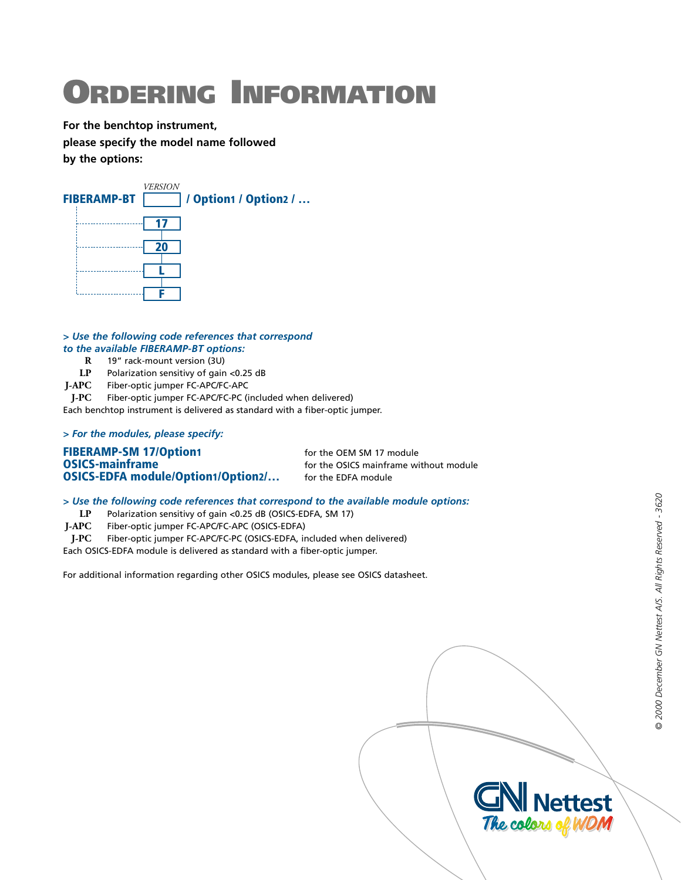# Ordering Information

**For the benchtop instrument,**
**please specify the model name followed**
**by the options:**

**FIBERAMP-BT** [VERSION] **/ Option1 / Option2 / …**

VERSION:
- **17**
- **20**
- **L**
- **F**

*> Use the following code references that correspond to the available FIBERAMP-BT options:*

| | |
|---|---|
| **R** | 19" rack-mount version (3U) |
| **LP** | Polarization sensitivy of gain <0.25 dB |
| **J-APC** | Fiber-optic jumper FC-APC/FC-APC |
| **J-PC** | Fiber-optic jumper FC-APC/FC-PC (included when delivered) |

Each benchtop instrument is delivered as standard with a fiber-optic jumper.

*> For the modules, please specify:*

| | |
|---|---|
| **FIBERAMP-SM 17/Option1** | for the OEM SM 17 module |
| **OSICS-mainframe** | for the OSICS mainframe without module |
| **OSICS-EDFA module/Option1/Option2/…** | for the EDFA module |

*> Use the following code references that correspond to the available module options:*

| | |
|---|---|
| **LP** | Polarization sensitivy of gain <0.25 dB (OSICS-EDFA, SM 17) |
| **J-APC** | Fiber-optic jumper FC-APC/FC-APC (OSICS-EDFA) |
| **J-PC** | Fiber-optic jumper FC-APC/FC-PC (OSICS-EDFA, included when delivered) |

Each OSICS-EDFA module is delivered as standard with a fiber-optic jumper.

For additional information regarding other OSICS modules, please see OSICS datasheet.

*© 2000 December GN Nettest A/S. All Rights Reserved - 3620*

GN Nettest
*The colors of WDM*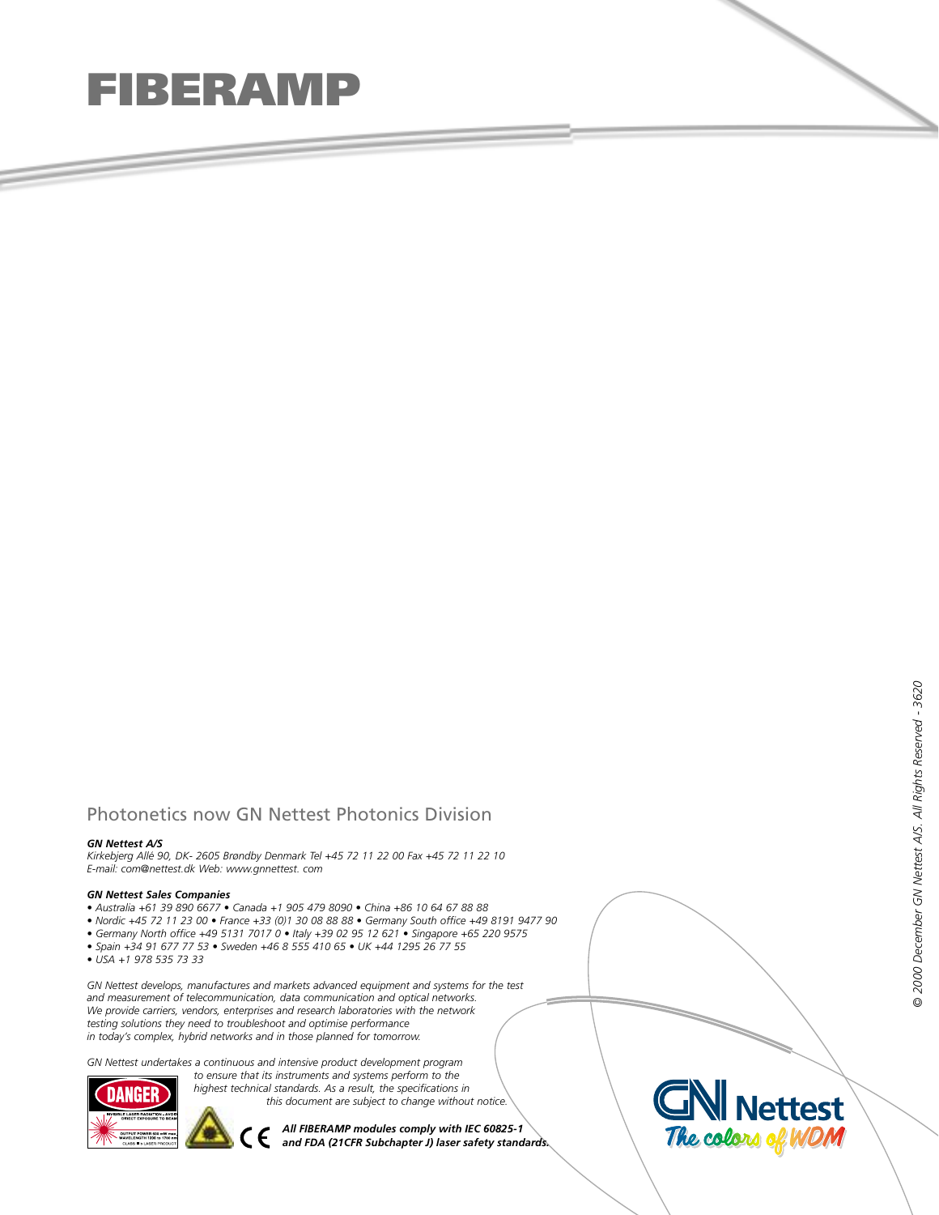# FIBERAMP

Photonetics now GN Nettest Photonics Division

***GN Nettest A/S***
*Kirkebjerg Allé 90, DK- 2605 Brøndby Denmark Tel +45 72 11 22 00 Fax +45 72 11 22 10*
*E-mail: com@nettest.dk Web: www.gnnettest. com*

***GN Nettest Sales Companies***

- *Australia +61 39 890 6677 • Canada +1 905 479 8090 • China +86 10 64 67 88 88*
- *Nordic +45 72 11 23 00 • France +33 (0)1 30 08 88 88 • Germany South office +49 8191 9477 90*
- *Germany North office +49 5131 7017 0 • Italy +39 02 95 12 621 • Singapore +65 220 9575*
- *Spain +34 91 677 77 53 • Sweden +46 8 555 410 65 • UK +44 1295 26 77 55*
- *USA +1 978 535 73 33*

*GN Nettest develops, manufactures and markets advanced equipment and systems for the test and measurement of telecommunication, data communication and optical networks. We provide carriers, vendors, enterprises and research laboratories with the network testing solutions they need to troubleshoot and optimise performance in today's complex, hybrid networks and in those planned for tomorrow.*

*GN Nettest undertakes a continuous and intensive product development program to ensure that its instruments and systems perform to the highest technical standards. As a result, the specifications in this document are subject to change without notice.*

DANGER
INVISIBLE LASER RADIATION - AVOID DIRECT EXPOSURE TO BEAM
OUTPUT POWER 500 mW max. WAVELENGTH 1300 to 1700 nm
CLASS IIIb LASER PRODUCT

CE

***All FIBERAMP modules comply with IEC 60825-1 and FDA (21CFR Subchapter J) laser safety standards.***

GN Nettest
The colors of WDM

*© 2000 December GN Nettest A/S. All Rights Reserved - 3620*